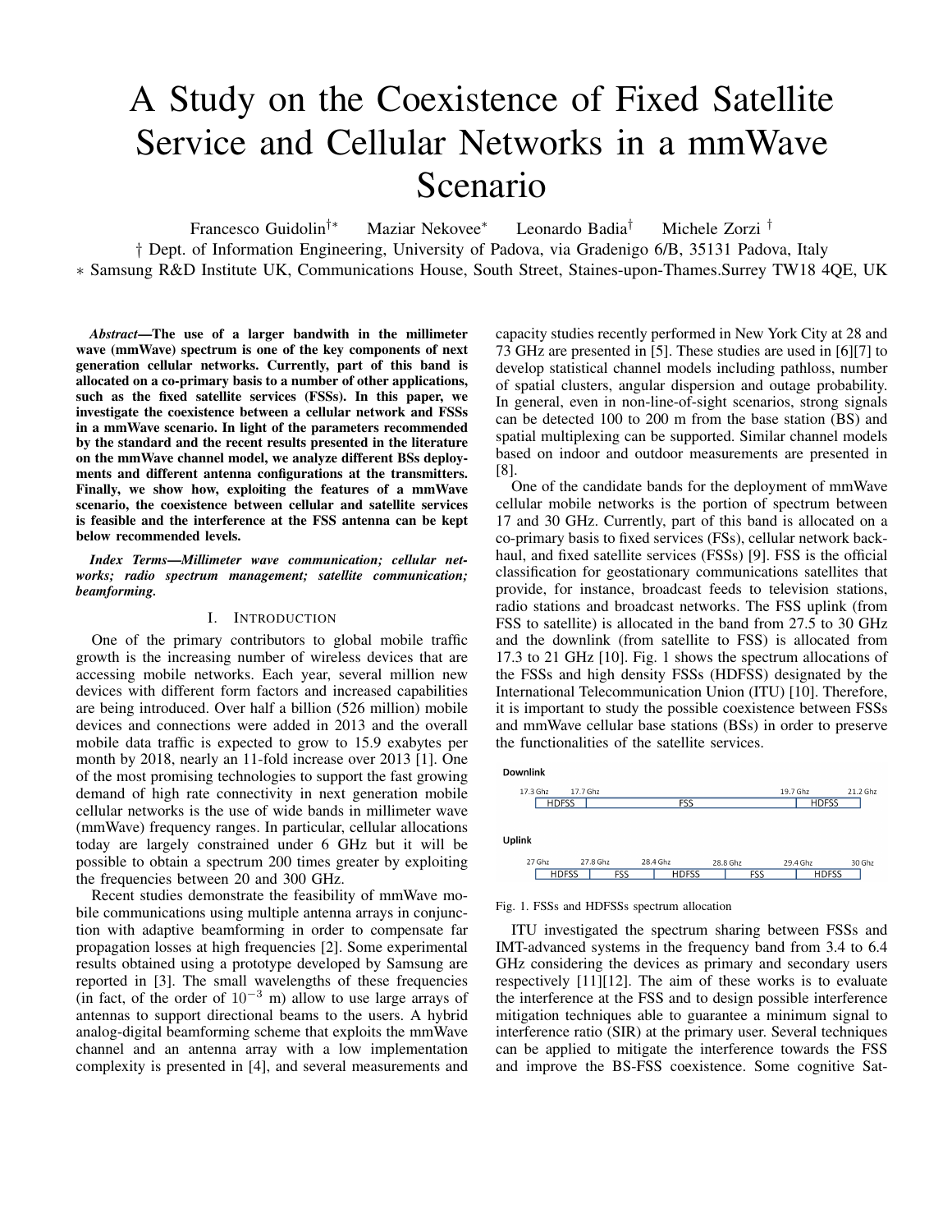# A Study on the Coexistence of Fixed Satellite Service and Cellular Networks in a mmWave Scenario

Francesco Guidolin[†∗] Maziar Nekovee[∗] Leonardo Badia[†] Michele Zorzi [†]

† Dept. of Information Engineering, University of Padova, via Gradenigo 6/B, 35131 Padova, Italy

∗ Samsung R&D Institute UK, Communications House, South Street, Staines-upon-Thames.Surrey TW18 4QE, UK

***Abstract*—The use of a larger bandwith in the millimeter wave (mmWave) spectrum is one of the key components of next generation cellular networks. Currently, part of this band is allocated on a co-primary basis to a number of other applications, such as the fixed satellite services (FSSs). In this paper, we investigate the coexistence between a cellular network and FSSs in a mmWave scenario. In light of the parameters recommended by the standard and the recent results presented in the literature on the mmWave channel model, we analyze different BSs deployments and different antenna configurations at the transmitters. Finally, we show how, exploiting the features of a mmWave scenario, the coexistence between cellular and satellite services is feasible and the interference at the FSS antenna can be kept below recommended levels.**

***Index Terms*—Millimeter wave communication; cellular networks; radio spectrum management; satellite communication; beamforming.**

## I. Introduction

One of the primary contributors to global mobile traffic growth is the increasing number of wireless devices that are accessing mobile networks. Each year, several million new devices with different form factors and increased capabilities are being introduced. Over half a billion (526 million) mobile devices and connections were added in 2013 and the overall mobile data traffic is expected to grow to 15.9 exabytes per month by 2018, nearly an 11-fold increase over 2013 [1]. One of the most promising technologies to support the fast growing demand of high rate connectivity in next generation mobile cellular networks is the use of wide bands in millimeter wave (mmWave) frequency ranges. In particular, cellular allocations today are largely constrained under 6 GHz but it will be possible to obtain a spectrum 200 times greater by exploiting the frequencies between 20 and 300 GHz.

Recent studies demonstrate the feasibility of mmWave mobile communications using multiple antenna arrays in conjunction with adaptive beamforming in order to compensate far propagation losses at high frequencies [2]. Some experimental results obtained using a prototype developed by Samsung are reported in [3]. The small wavelengths of these frequencies (in fact, of the order of $10^{-3}$ m) allow to use large arrays of antennas to support directional beams to the users. A hybrid analog-digital beamforming scheme that exploits the mmWave channel and an antenna array with a low implementation complexity is presented in [4], and several measurements and capacity studies recently performed in New York City at 28 and 73 GHz are presented in [5]. These studies are used in [6][7] to develop statistical channel models including pathloss, number of spatial clusters, angular dispersion and outage probability. In general, even in non-line-of-sight scenarios, strong signals can be detected 100 to 200 m from the base station (BS) and spatial multiplexing can be supported. Similar channel models based on indoor and outdoor measurements are presented in [8].

One of the candidate bands for the deployment of mmWave cellular mobile networks is the portion of spectrum between 17 and 30 GHz. Currently, part of this band is allocated on a co-primary basis to fixed services (FSs), cellular network backhaul, and fixed satellite services (FSSs) [9]. FSS is the official classification for geostationary communications satellites that provide, for instance, broadcast feeds to television stations, radio stations and broadcast networks. The FSS uplink (from FSS to satellite) is allocated in the band from 27.5 to 30 GHz and the downlink (from satellite to FSS) is allocated from 17.3 to 21 GHz [10]. Fig. 1 shows the spectrum allocations of the FSSs and high density FSSs (HDFSS) designated by the International Telecommunication Union (ITU) [10]. Therefore, it is important to study the possible coexistence between FSSs and mmWave cellular base stations (BSs) in order to preserve the functionalities of the satellite services.

Downlink

17.3 Ghz 17.7 Ghz 19.7 Ghz 21.2 Ghz

HDFSS FSS HDFSS

Uplink

27 Ghz 27.8 Ghz 28.4 Ghz 28.8 Ghz 29.4 Ghz 30 Ghz

HDFSS FSS HDFSS FSS HDFSS

Fig. 1. FSSs and HDFSSs spectrum allocation

ITU investigated the spectrum sharing between FSSs and IMT-advanced systems in the frequency band from 3.4 to 6.4 GHz considering the devices as primary and secondary users respectively [11][12]. The aim of these works is to evaluate the interference at the FSS and to design possible interference mitigation techniques able to guarantee a minimum signal to interference ratio (SIR) at the primary user. Several techniques can be applied to mitigate the interference towards the FSS and improve the BS-FSS coexistence. Some cognitive Sat-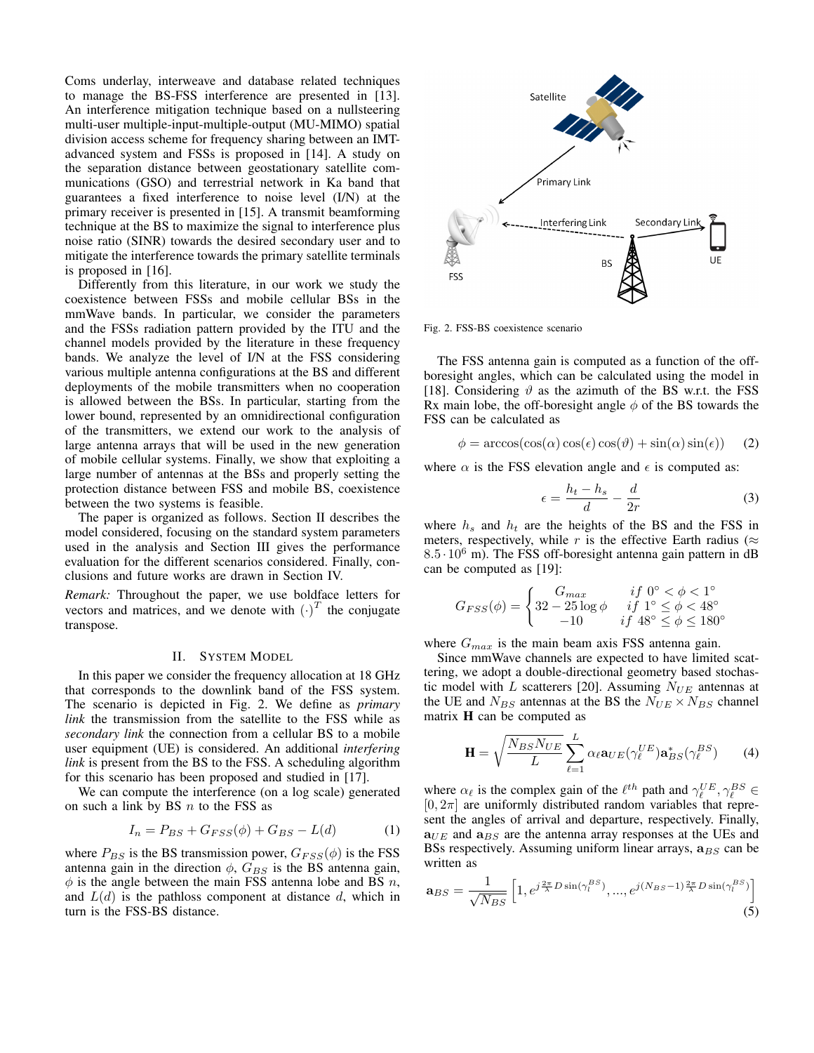Coms underlay, interweave and database related techniques to manage the BS-FSS interference are presented in [13]. An interference mitigation technique based on a nullsteering multi-user multiple-input-multiple-output (MU-MIMO) spatial division access scheme for frequency sharing between an IMT-advanced system and FSSs is proposed in [14]. A study on the separation distance between geostationary satellite communications (GSO) and terrestrial network in Ka band that guarantees a fixed interference to noise level (I/N) at the primary receiver is presented in [15]. A transmit beamforming technique at the BS to maximize the signal to interference plus noise ratio (SINR) towards the desired secondary user and to mitigate the interference towards the primary satellite terminals is proposed in [16].

Differently from this literature, in our work we study the coexistence between FSSs and mobile cellular BSs in the mmWave bands. In particular, we consider the parameters and the FSSs radiation pattern provided by the ITU and the channel models provided by the literature in these frequency bands. We analyze the level of I/N at the FSS considering various multiple antenna configurations at the BS and different deployments of the mobile transmitters when no cooperation is allowed between the BSs. In particular, starting from the lower bound, represented by an omnidirectional configuration of the transmitters, we extend our work to the analysis of large antenna arrays that will be used in the new generation of mobile cellular systems. Finally, we show that exploiting a large number of antennas at the BSs and properly setting the protection distance between FSS and mobile BS, coexistence between the two systems is feasible.

The paper is organized as follows. Section II describes the model considered, focusing on the standard system parameters used in the analysis and Section III gives the performance evaluation for the different scenarios considered. Finally, conclusions and future works are drawn in Section IV.

*Remark:* Throughout the paper, we use boldface letters for vectors and matrices, and we denote with $(\cdot)^T$ the conjugate transpose.

## II. System Model

In this paper we consider the frequency allocation at 18 GHz that corresponds to the downlink band of the FSS system. The scenario is depicted in Fig. 2. We define as *primary link* the transmission from the satellite to the FSS while as *secondary link* the connection from a cellular BS to a mobile user equipment (UE) is considered. An additional *interfering link* is present from the BS to the FSS. A scheduling algorithm for this scenario has been proposed and studied in [17].

We can compute the interference (on a log scale) generated on such a link by BS $n$ to the FSS as

$$I_n = P_{BS} + G_{FSS}(\phi) + G_{BS} - L(d) \tag{1}$$

where $P_{BS}$ is the BS transmission power, $G_{FSS}(\phi)$ is the FSS antenna gain in the direction $\phi$, $G_{BS}$ is the BS antenna gain, $\phi$ is the angle between the main FSS antenna lobe and BS $n$, and $L(d)$ is the pathloss component at distance $d$, which in turn is the FSS-BS distance.

Satellite

Primary Link

Interfering Link

Secondary Link

FSS

BS

UE

Fig. 2. FSS-BS coexistence scenario

The FSS antenna gain is computed as a function of the off-boresight angles, which can be calculated using the model in [18]. Considering $\vartheta$ as the azimuth of the BS w.r.t. the FSS Rx main lobe, the off-boresight angle $\phi$ of the BS towards the FSS can be calculated as

$$\phi = \arccos(\cos(\alpha)\cos(\epsilon)\cos(\vartheta) + \sin(\alpha)\sin(\epsilon)) \tag{2}$$

where $\alpha$ is the FSS elevation angle and $\epsilon$ is computed as:

$$\epsilon = \frac{h_t - h_s}{d} - \frac{d}{2r} \tag{3}$$

where $h_s$ and $h_t$ are the heights of the BS and the FSS in meters, respectively, while $r$ is the effective Earth radius ($\approx 8.5 \cdot 10^6$ m). The FSS off-boresight antenna gain pattern in dB can be computed as [19]:

$$G_{FSS}(\phi) = \begin{cases} G_{max} & if\ 0^\circ < \phi < 1^\circ \\ 32 - 25\log\phi & if\ 1^\circ \le \phi < 48^\circ \\ -10 & if\ 48^\circ \le \phi \le 180^\circ \end{cases}$$

where $G_{max}$ is the main beam axis FSS antenna gain.

Since mmWave channels are expected to have limited scattering, we adopt a double-directional geometry based stochastic model with $L$ scatterers [20]. Assuming $N_{UE}$ antennas at the UE and $N_{BS}$ antennas at the BS the $N_{UE} \times N_{BS}$ channel matrix $\mathbf{H}$ can be computed as

$$\mathbf{H} = \sqrt{\frac{N_{BS}N_{UE}}{L}} \sum_{\ell=1}^{L} \alpha_\ell \mathbf{a}_{UE}(\gamma_\ell^{UE})\mathbf{a}_{BS}^*(\gamma_\ell^{BS}) \tag{4}$$

where $\alpha_\ell$ is the complex gain of the $\ell^{th}$ path and $\gamma_\ell^{UE}, \gamma_\ell^{BS} \in [0, 2\pi]$ are uniformly distributed random variables that represent the angles of arrival and departure, respectively. Finally, $\mathbf{a}_{UE}$ and $\mathbf{a}_{BS}$ are the antenna array responses at the UEs and BSs respectively. Assuming uniform linear arrays, $\mathbf{a}_{BS}$ can be written as

$$\mathbf{a}_{BS} = \frac{1}{\sqrt{N_{BS}}}\left[1, e^{j\frac{2\pi}{\lambda}D\sin(\gamma_l^{BS})}, ..., e^{j(N_{BS}-1)\frac{2\pi}{\lambda}D\sin(\gamma_l^{BS})}\right] \tag{5}$$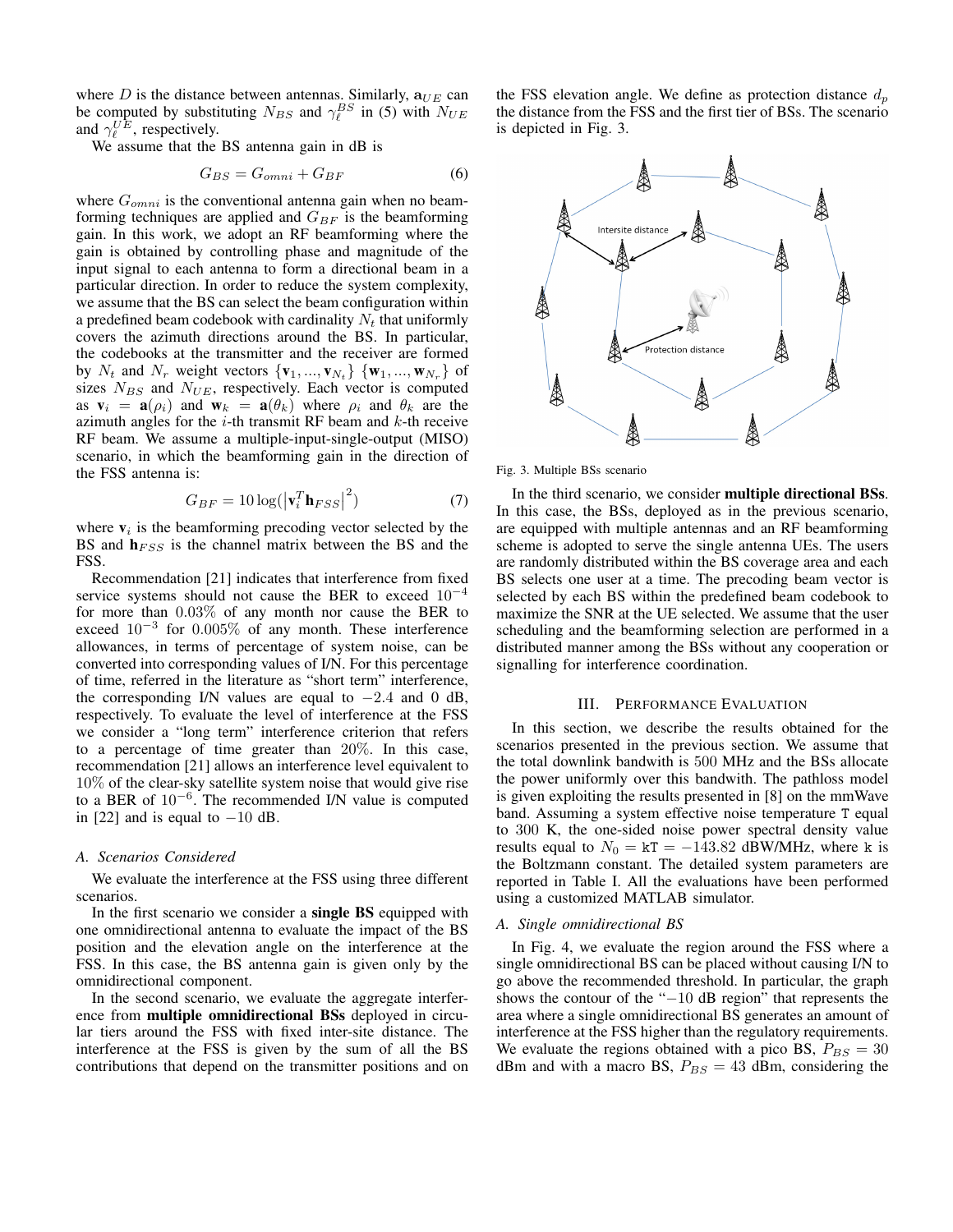where $D$ is the distance between antennas. Similarly, $\mathbf{a}_{UE}$ can be computed by substituting $N_{BS}$ and $\gamma_\ell^{BS}$ in (5) with $N_{UE}$ and $\gamma_\ell^{UE}$, respectively.

We assume that the BS antenna gain in dB is

$$G_{BS} = G_{omni} + G_{BF} \tag{6}$$

where $G_{omni}$ is the conventional antenna gain when no beamforming techniques are applied and $G_{BF}$ is the beamforming gain. In this work, we adopt an RF beamforming where the gain is obtained by controlling phase and magnitude of the input signal to each antenna to form a directional beam in a particular direction. In order to reduce the system complexity, we assume that the BS can select the beam configuration within a predefined beam codebook with cardinality $N_t$ that uniformly covers the azimuth directions around the BS. In particular, the codebooks at the transmitter and the receiver are formed by $N_t$ and $N_r$ weight vectors $\{\mathbf{v}_1, ..., \mathbf{v}_{N_t}\}$ $\{\mathbf{w}_1, ..., \mathbf{w}_{N_r}\}$ of sizes $N_{BS}$ and $N_{UE}$, respectively. Each vector is computed as $\mathbf{v}_i = \mathbf{a}(\rho_i)$ and $\mathbf{w}_k = \mathbf{a}(\theta_k)$ where $\rho_i$ and $\theta_k$ are the azimuth angles for the $i$-th transmit RF beam and $k$-th receive RF beam. We assume a multiple-input-single-output (MISO) scenario, in which the beamforming gain in the direction of the FSS antenna is:

$$G_{BF} = 10 \log(\left|\mathbf{v}_i^T \mathbf{h}_{FSS}\right|^2) \tag{7}$$

where $\mathbf{v}_i$ is the beamforming precoding vector selected by the BS and $\mathbf{h}_{FSS}$ is the channel matrix between the BS and the FSS.

Recommendation [21] indicates that interference from fixed service systems should not cause the BER to exceed $10^{-4}$ for more than $0.03\%$ of any month nor cause the BER to exceed $10^{-3}$ for $0.005\%$ of any month. These interference allowances, in terms of percentage of system noise, can be converted into corresponding values of I/N. For this percentage of time, referred in the literature as "short term" interference, the corresponding I/N values are equal to $-2.4$ and 0 dB, respectively. To evaluate the level of interference at the FSS we consider a "long term" interference criterion that refers to a percentage of time greater than $20\%$. In this case, recommendation [21] allows an interference level equivalent to $10\%$ of the clear-sky satellite system noise that would give rise to a BER of $10^{-6}$. The recommended I/N value is computed in [22] and is equal to $-10$ dB.

### *A. Scenarios Considered*

We evaluate the interference at the FSS using three different scenarios.

In the first scenario we consider a **single BS** equipped with one omnidirectional antenna to evaluate the impact of the BS position and the elevation angle on the interference at the FSS. In this case, the BS antenna gain is given only by the omnidirectional component.

In the second scenario, we evaluate the aggregate interference from **multiple omnidirectional BSs** deployed in circular tiers around the FSS with fixed inter-site distance. The interference at the FSS is given by the sum of all the BS contributions that depend on the transmitter positions and on the FSS elevation angle. We define as protection distance $d_p$ the distance from the FSS and the first tier of BSs. The scenario is depicted in Fig. 3.

Intersite distance

Protection distance

Fig. 3. Multiple BSs scenario

In the third scenario, we consider **multiple directional BSs**. In this case, the BSs, deployed as in the previous scenario, are equipped with multiple antennas and an RF beamforming scheme is adopted to serve the single antenna UEs. The users are randomly distributed within the BS coverage area and each BS selects one user at a time. The precoding beam vector is selected by each BS within the predefined beam codebook to maximize the SNR at the UE selected. We assume that the user scheduling and the beamforming selection are performed in a distributed manner among the BSs without any cooperation or signalling for interference coordination.

## III. Performance Evaluation

In this section, we describe the results obtained for the scenarios presented in the previous section. We assume that the total downlink bandwith is 500 MHz and the BSs allocate the power uniformly over this bandwith. The pathloss model is given exploiting the results presented in [8] on the mmWave band. Assuming a system effective noise temperature T equal to 300 K, the one-sided noise power spectral density value results equal to $N_0 = \mathtt{kT} = -143.82$ dBW/MHz, where k is the Boltzmann constant. The detailed system parameters are reported in Table I. All the evaluations have been performed using a customized MATLAB simulator.

### *A. Single omnidirectional BS*

In Fig. 4, we evaluate the region around the FSS where a single omnidirectional BS can be placed without causing I/N to go above the recommended threshold. In particular, the graph shows the contour of the "$-10$ dB region" that represents the area where a single omnidirectional BS generates an amount of interference at the FSS higher than the regulatory requirements. We evaluate the regions obtained with a pico BS, $P_{BS} = 30$ dBm and with a macro BS, $P_{BS} = 43$ dBm, considering the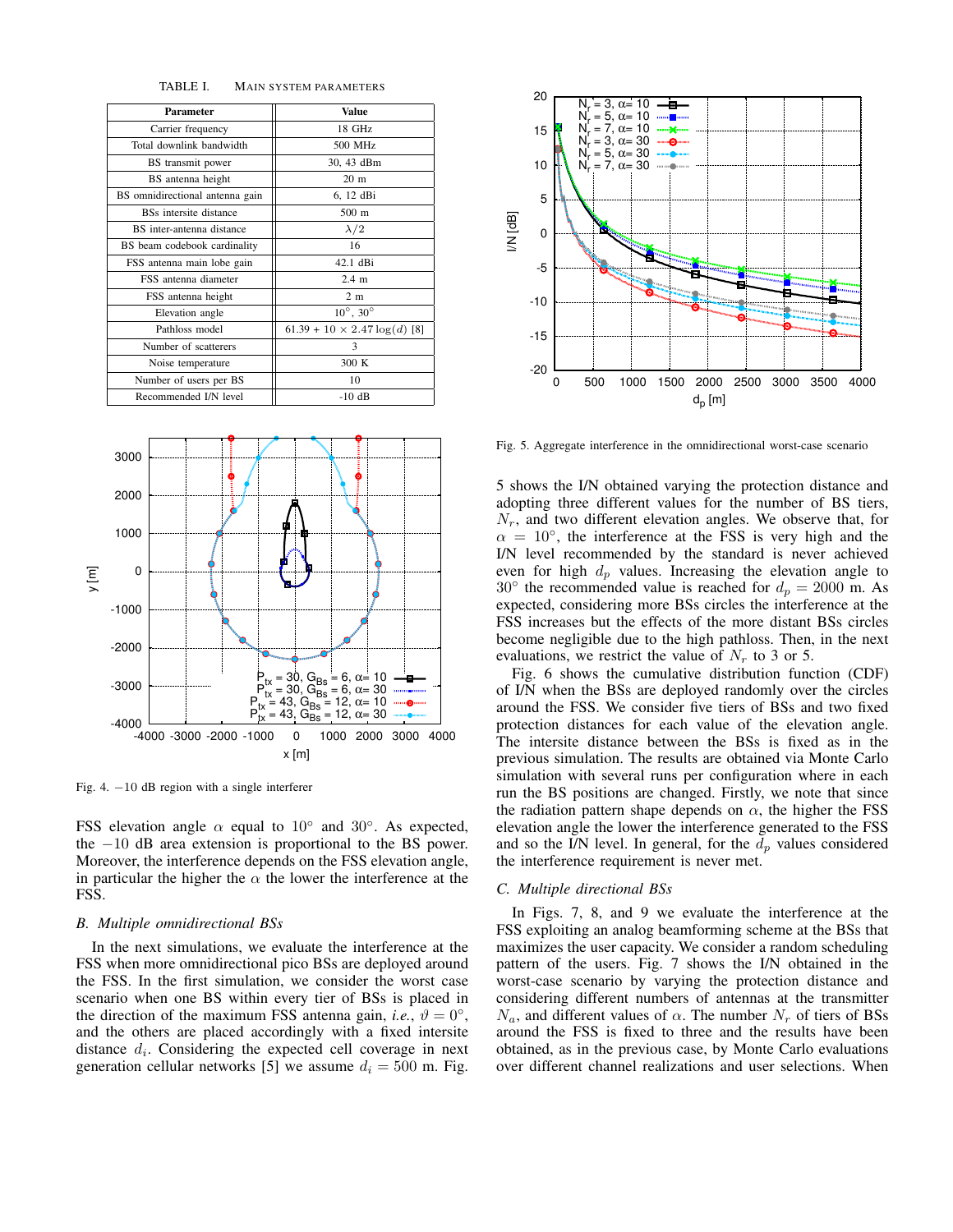TABLE I. MAIN SYSTEM PARAMETERS

| Parameter | Value |
|---|---|
| Carrier frequency | 18 GHz |
| Total downlink bandwidth | 500 MHz |
| BS transmit power | 30, 43 dBm |
| BS antenna height | 20 m |
| BS omnidirectional antenna gain | 6, 12 dBi |
| BSs intersite distance | 500 m |
| BS inter-antenna distance | $\lambda/2$ |
| BS beam codebook cardinality | 16 |
| FSS antenna main lobe gain | 42.1 dBi |
| FSS antenna diameter | 2.4 m |
| FSS antenna height | 2 m |
| Elevation angle | $10°$, $30°$ |
| Pathloss model | $61.39 + 10 \times 2.47 \log(d)$ [8] |
| Number of scatterers | 3 |
| Noise temperature | 300 K |
| Number of users per BS | 10 |
| Recommended I/N level | -10 dB |

y [m]
x [m]
3000
2000
1000
0
-1000
-2000
-3000
-4000
-4000 -3000 -2000 -1000 0 1000 2000 3000 4000
P_tx = 30, G_BS = 6, α= 10
P_tx = 30, G_BS = 6, α= 30
P_tx = 43, G_BS = 12, α= 10
P_tx = 43, G_BS = 12, α= 30

Fig. 4. $-10$ dB region with a single interferer

FSS elevation angle $\alpha$ equal to $10°$ and $30°$. As expected, the $-10$ dB area extension is proportional to the BS power. Moreover, the interference depends on the FSS elevation angle, in particular the higher the $\alpha$ the lower the interference at the FSS.

## B. Multiple omnidirectional BSs

In the next simulations, we evaluate the interference at the FSS when more omnidirectional pico BSs are deployed around the FSS. In the first simulation, we consider the worst case scenario when one BS within every tier of BSs is placed in the direction of the maximum FSS antenna gain, *i.e.*, $\vartheta = 0°$, and the others are placed accordingly with a fixed intersite distance $d_i$. Considering the expected cell coverage in next generation cellular networks [5] we assume $d_i = 500$ m. Fig. 5 shows the I/N obtained varying the protection distance and adopting three different values for the number of BS tiers, $N_r$, and two different elevation angles. We observe that, for $\alpha = 10°$, the interference at the FSS is very high and the I/N level recommended by the standard is never achieved even for high $d_p$ values. Increasing the elevation angle to $30°$ the recommended value is reached for $d_p = 2000$ m. As expected, considering more BSs circles the interference at the FSS increases but the effects of the more distant BSs circles become negligible due to the high pathloss. Then, in the next evaluations, we restrict the value of $N_r$ to 3 or 5.

I/N [dB]
d_p [m]
20
15
10
5
0
-5
-10
-15
-20
0 500 1000 1500 2000 2500 3000 3500 4000
N_r = 3, α= 10
N_r = 5, α= 10
N_r = 7, α= 10
N_r = 3, α= 30
N_r = 5, α= 30
N_r = 7, α= 30

Fig. 5. Aggregate interference in the omnidirectional worst-case scenario

Fig. 6 shows the cumulative distribution function (CDF) of I/N when the BSs are deployed randomly over the circles around the FSS. We consider five tiers of BSs and two fixed protection distances for each value of the elevation angle. The intersite distance between the BSs is fixed as in the previous simulation. The results are obtained via Monte Carlo simulation with several runs per configuration where in each run the BS positions are changed. Firstly, we note that since the radiation pattern shape depends on $\alpha$, the higher the FSS elevation angle the lower the interference generated to the FSS and so the I/N level. In general, for the $d_p$ values considered the interference requirement is never met.

## C. Multiple directional BSs

In Figs. 7, 8, and 9 we evaluate the interference at the FSS exploiting an analog beamforming scheme at the BSs that maximizes the user capacity. We consider a random scheduling pattern of the users. Fig. 7 shows the I/N obtained in the worst-case scenario by varying the protection distance and considering different numbers of antennas at the transmitter $N_a$, and different values of $\alpha$. The number $N_r$ of tiers of BSs around the FSS is fixed to three and the results have been obtained, as in the previous case, by Monte Carlo evaluations over different channel realizations and user selections. When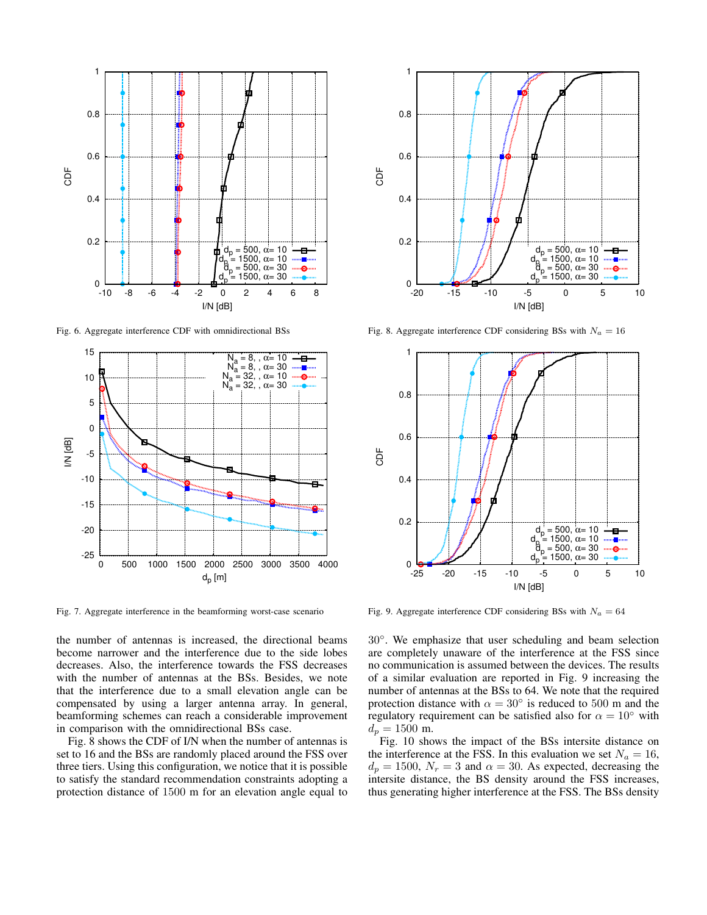CDF
1
0.8
0.6
0.4
0.2
0
-10 -8 -6 -4 -2 0 2 4 6 8
I/N [dB]
$d_p$ = 500, α= 10
$d_p$ = 1500, α= 10
$d_p$ = 500, α= 30
$d_p$ = 1500, α= 30

Fig. 6. Aggregate interference CDF with omnidirectional BSs

CDF
1
0.8
0.6
0.4
0.2
0
-20 -15 -10 -5 0 5 10
I/N [dB]
$d_p$ = 500, α= 10
$d_p$ = 1500, α= 10
$d_p$ = 500, α= 30
$d_p$ = 1500, α= 30

Fig. 8. Aggregate interference CDF considering BSs with $N_a = 16$

I/N [dB]
15
10
5
0
-5
-10
-15
-20
-25
0 500 1000 1500 2000 2500 3000 3500 4000
$d_p$ [m]
$N_a$ = 8, , α= 10
$N_a$ = 8, , α= 30
$N_a$ = 32, , α= 10
$N_a$ = 32, , α= 30

Fig. 7. Aggregate interference in the beamforming worst-case scenario

CDF
1
0.8
0.6
0.4
0.2
0
-25 -20 -15 -10 -5 0 5 10
I/N [dB]
$d_p$ = 500, α= 10
$d_p$ = 1500, α= 10
$d_p$ = 500, α= 30
$d_p$ = 1500, α= 30

Fig. 9. Aggregate interference CDF considering BSs with $N_a = 64$

the number of antennas is increased, the directional beams become narrower and the interference due to the side lobes decreases. Also, the interference towards the FSS decreases with the number of antennas at the BSs. Besides, we note that the interference due to a small elevation angle can be compensated by using a larger antenna array. In general, beamforming schemes can reach a considerable improvement in comparison with the omnidirectional BSs case.

Fig. 8 shows the CDF of I/N when the number of antennas is set to 16 and the BSs are randomly placed around the FSS over three tiers. Using this configuration, we notice that it is possible to satisfy the standard recommendation constraints adopting a protection distance of 1500 m for an elevation angle equal to $30°$. We emphasize that user scheduling and beam selection are completely unaware of the interference at the FSS since no communication is assumed between the devices. The results of a similar evaluation are reported in Fig. 9 increasing the number of antennas at the BSs to 64. We note that the required protection distance with $\alpha = 30°$ is reduced to 500 m and the regulatory requirement can be satisfied also for $\alpha = 10°$ with $d_p = 1500$ m.

Fig. 10 shows the impact of the BSs intersite distance on the interference at the FSS. In this evaluation we set $N_a = 16$, $d_p = 1500$, $N_r = 3$ and $\alpha = 30$. As expected, decreasing the intersite distance, the BS density around the FSS increases, thus generating higher interference at the FSS. The BSs density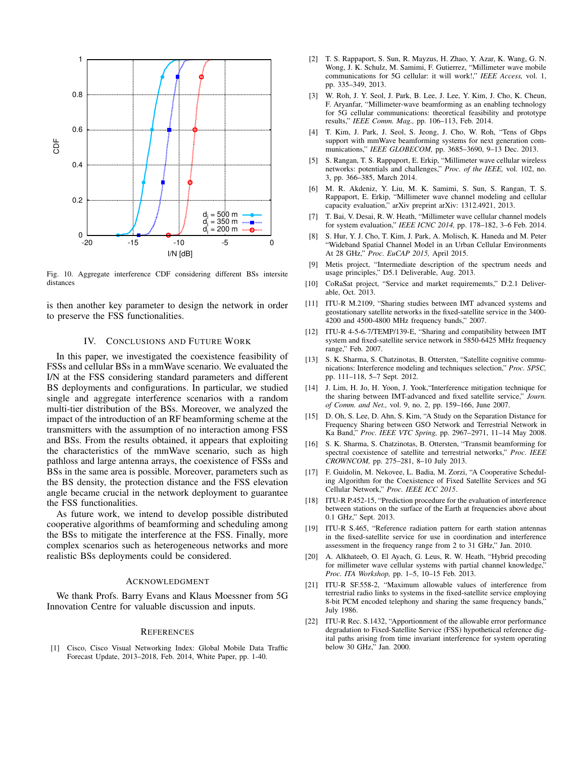1

0.8

0.6

0.4

0.2

0

CDF

-20 -15 -10 -5 0

I/N [dB]

$d_i$ = 500 m
$d_i$ = 350 m
$d_i$ = 200 m

Fig. 10. Aggregate interference CDF considering different BSs intersite distances

is then another key parameter to design the network in order to preserve the FSS functionalities.

## IV. Conclusions and Future Work

In this paper, we investigated the coexistence feasibility of FSSs and cellular BSs in a mmWave scenario. We evaluated the I/N at the FSS considering standard parameters and different BS deployments and configurations. In particular, we studied single and aggregate interference scenarios with a random multi-tier distribution of the BSs. Moreover, we analyzed the impact of the introduction of an RF beamforming scheme at the transmitters with the assumption of no interaction among FSS and BSs. From the results obtained, it appears that exploiting the characteristics of the mmWave scenario, such as high pathloss and large antenna arrays, the coexistence of FSSs and BSs in the same area is possible. Moreover, parameters such as the BS density, the protection distance and the FSS elevation angle became crucial in the network deployment to guarantee the FSS functionalities.

As future work, we intend to develop possible distributed cooperative algorithms of beamforming and scheduling among the BSs to mitigate the interference at the FSS. Finally, more complex scenarios such as heterogeneous networks and more realistic BSs deployments could be considered.

## Acknowledgment

We thank Profs. Barry Evans and Klaus Moessner from 5G Innovation Centre for valuable discussion and inputs.

## References

[1] Cisco, Cisco Visual Networking Index: Global Mobile Data Traffic Forecast Update, 2013–2018, Feb. 2014, White Paper, pp. 1-40.

[2] T. S. Rappaport, S. Sun, R. Mayzus, H. Zhao, Y. Azar, K. Wang, G. N. Wong, J. K. Schulz, M. Samimi, F. Gutierrez, "Millimeter wave mobile communications for 5G cellular: it will work!," *IEEE Access,* vol. 1, pp. 335–349, 2013.

[3] W. Roh, J. Y. Seol, J. Park, B. Lee, J. Lee, Y. Kim, J. Cho, K. Cheun, F. Aryanfar, "Millimeter-wave beamforming as an enabling technology for 5G cellular communications: theoretical feasibility and prototype results," *IEEE Comm. Mag.,* pp. 106–113, Feb. 2014.

[4] T. Kim, J. Park, J. Seol, S. Jeong, J. Cho, W. Roh, "Tens of Gbps support with mmWave beamforming systems for next generation communications," *IEEE GLOBECOM,* pp. 3685–3690, 9–13 Dec. 2013.

[5] S. Rangan, T. S. Rappaport, E. Erkip, "Millimeter wave cellular wireless networks: potentials and challenges," *Proc. of the IEEE,* vol. 102, no. 3, pp. 366–385, March 2014.

[6] M. R. Akdeniz, Y. Liu, M. K. Samimi, S. Sun, S. Rangan, T. S. Rappaport, E. Erkip, "Millimeter wave channel modeling and cellular capacity evaluation," arXiv preprint arXiv: 1312.4921, 2013.

[7] T. Bai, V. Desai, R. W. Heath, "Millimeter wave cellular channel models for system evaluation," *IEEE ICNC 2014,* pp. 178–182, 3–6 Feb. 2014.

[8] S. Hur, Y. J. Cho, T. Kim, J. Park, A. Molisch, K. Haneda and M. Peter "Wideband Spatial Channel Model in an Urban Cellular Environments At 28 GHz," *Proc. EuCAP 2015,* April 2015.

[9] Metis project, "Intermediate description of the spectrum needs and usage principles," D5.1 Deliverable, Aug. 2013.

[10] CoRaSat project, "Service and market requirememts," D.2.1 Deliverable, Oct. 2013.

[11] ITU-R M.2109, "Sharing studies between IMT advanced systems and geostationary satellite networks in the fixed-satellite service in the 3400-4200 and 4500-4800 MHz frequency bands," 2007.

[12] ITU-R 4-5-6-7/TEMP/139-E, "Sharing and compatibility between IMT system and fixed-satellite service network in 5850-6425 MHz frequency range," Feb. 2007.

[13] S. K. Sharma, S. Chatzinotas, B. Ottersten, "Satellite cognitive communications: Interference modeling and techniques selection," *Proc. SPSC,* pp. 111–118, 5–7 Sept. 2012.

[14] J. Lim, H. Jo, H. Yoon, J. Yook,"Interference mitigation technique for the sharing between IMT-advanced and fixed satellite service," *Journ. of Comm. and Net.,* vol. 9, no. 2, pp. 159–166, June 2007.

[15] D. Oh, S. Lee, D. Ahn, S. Kim, "A Study on the Separation Distance for Frequency Sharing between GSO Network and Terrestrial Network in Ka Band," *Proc. IEEE VTC Spring,* pp. 2967–2971, 11–14 May 2008.

[16] S. K. Sharma, S. Chatzinotas, B. Ottersten, "Transmit beamforming for spectral coexistence of satellite and terrestrial networks," *Proc. IEEE CROWNCOM,* pp. 275–281, 8–10 July 2013.

[17] F. Guidolin, M. Nekovee, L. Badia, M. Zorzi, "A Cooperative Scheduling Algorithm for the Coexistence of Fixed Satellite Services and 5G Cellular Network," *Proc. IEEE ICC 2015*.

[18] ITU-R P.452-15, "Prediction procedure for the evaluation of interference between stations on the surface of the Earth at frequencies above about 0.1 GHz," Sept. 2013.

[19] ITU-R S.465, "Reference radiation pattern for earth station antennas in the fixed-satellite service for use in coordination and interference assessment in the frequency range from 2 to 31 GHz," Jan. 2010.

[20] A. Alkhateeb, O. El Ayach, G. Leus, R. W. Heath, "Hybrid precoding for millimeter wave cellular systems with partial channel knowledge," *Proc. ITA Workshop,* pp. 1–5, 10–15 Feb. 2013.

[21] ITU-R SF.558-2, "Maximum allowable values of interference from terrestrial radio links to systems in the fixed-satellite service employing 8-bit PCM encoded telephony and sharing the same frequency bands," July 1986.

[22] ITU-R Rec. S.1432, "Apportionment of the allowable error performance degradation to Fixed-Satellite Service (FSS) hypothetical reference digital paths arising from time invariant interference for system operating below 30 GHz," Jan. 2000.